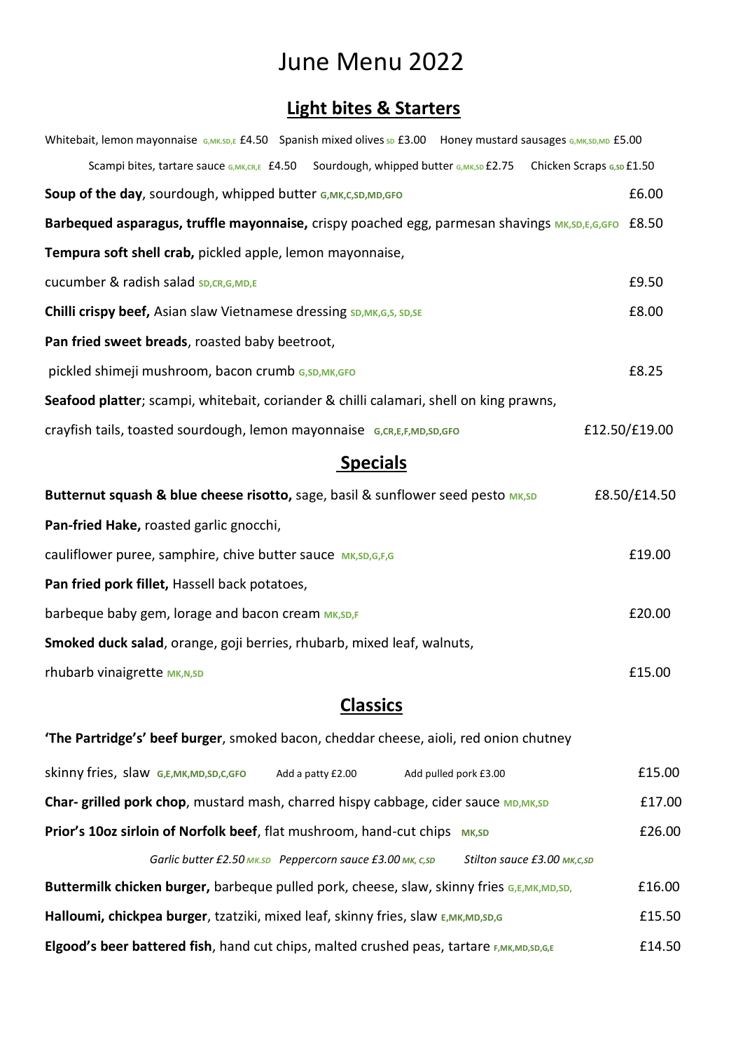# June Menu 2022

## Light bites & Starters

Whitebait, lemon mayonnaise G,MK.SD,E £4.50 Spanish mixed olives SD £3.00 Honey mustard sausages G,MK,SD,MD £5.00

Scampi bites, tartare sauce G,MK,CR,E £4.50 Sourdough, whipped butter G,MK,SD £2.75 Chicken Scraps G,SD £1.50

**Soup of the day**, sourdough, whipped butter G,MK,C,SD,MD,GFO £6.00

**Barbequed asparagus, truffle mayonnaise,** crispy poached egg, parmesan shavings MK,SD,E,G,GFO £8.50

**Tempura soft shell crab,** pickled apple, lemon mayonnaise, cucumber & radish salad SD,CR,G,MD,E £9.50

**Chilli crispy beef,** Asian slaw Vietnamese dressing SD,MK,G,S, SD,SE £8.00

**Pan fried sweet breads**, roasted baby beetroot, pickled shimeji mushroom, bacon crumb G,SD,MK,GFO £8.25

**Seafood platter**; scampi, whitebait, coriander & chilli calamari, shell on king prawns, crayfish tails, toasted sourdough, lemon mayonnaise G,CR,E,F,MD,SD,GFO £12.50/£19.00

## Specials

**Butternut squash & blue cheese risotto,** sage, basil & sunflower seed pesto MK,SD £8.50/£14.50

**Pan-fried Hake,** roasted garlic gnocchi, cauliflower puree, samphire, chive butter sauce MK,SD,G,F,G £19.00

**Pan fried pork fillet,** Hassell back potatoes, barbeque baby gem, lorage and bacon cream MK,SD,F £20.00

**Smoked duck salad**, orange, goji berries, rhubarb, mixed leaf, walnuts, rhubarb vinaigrette MK,N,SD £15.00

## Classics

**'The Partridge's' beef burger**, smoked bacon, cheddar cheese, aioli, red onion chutney skinny fries, slaw G,E,MK,MD,SD,C,GFO Add a patty £2.00 Add pulled pork £3.00 £15.00

**Char- grilled pork chop**, mustard mash, charred hispy cabbage, cider sauce MD,MK,SD £17.00

**Prior's 10oz sirloin of Norfolk beef**, flat mushroom, hand-cut chips MK,SD £26.00

*Garlic butter £2.50 MK.SD Peppercorn sauce £3.00 MK, C,SD Stilton sauce £3.00 MK,C,SD*

**Buttermilk chicken burger,** barbeque pulled pork, cheese, slaw, skinny fries G,E,MK,MD,SD, £16.00

**Halloumi, chickpea burger**, tzatziki, mixed leaf, skinny fries, slaw E,MK,MD,SD,G £15.50

**Elgood's beer battered fish**, hand cut chips, malted crushed peas, tartare F,MK,MD,SD,G,E £14.50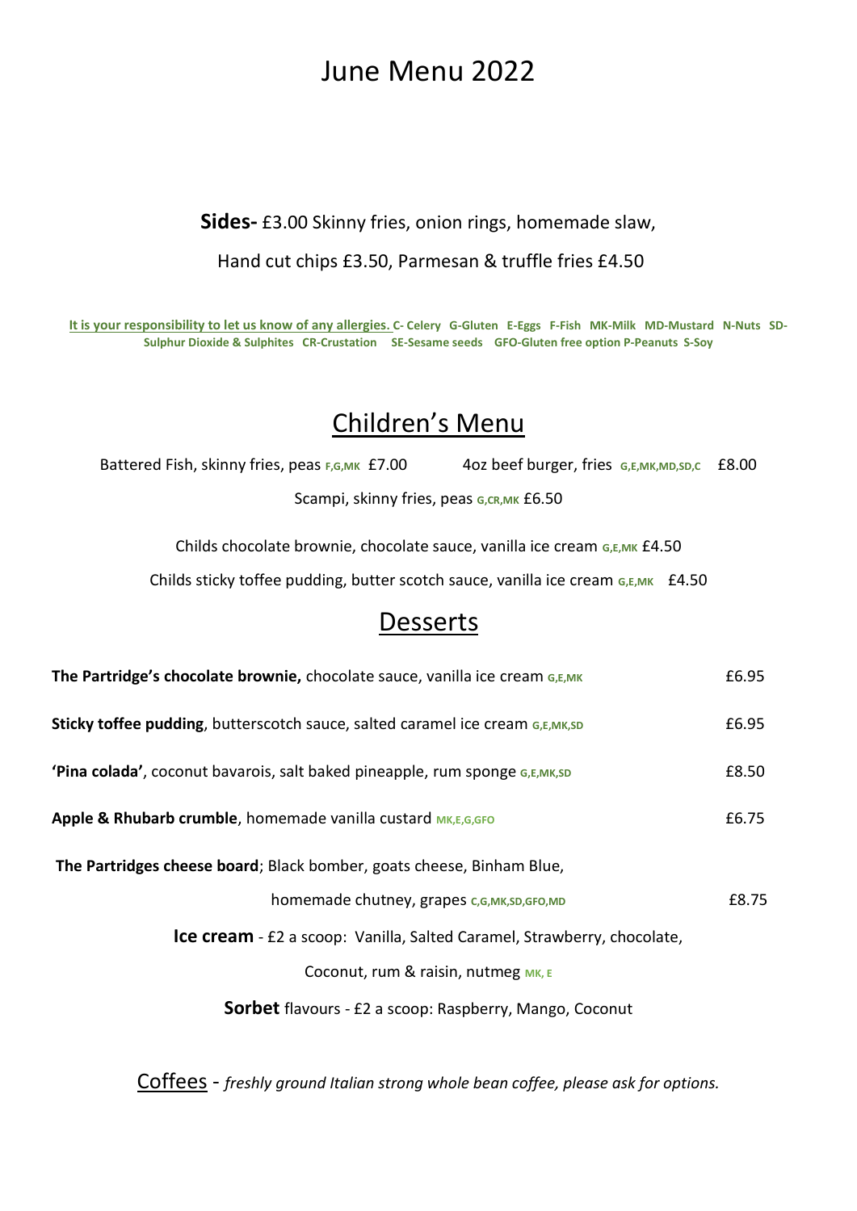# June Menu 2022

**Sides-** £3.00 Skinny fries, onion rings, homemade slaw,

Hand cut chips £3.50, Parmesan & truffle fries £4.50

**It is your responsibility to let us know of any allergies. C- Celery G-Gluten E-Eggs F-Fish MK-Milk MD-Mustard N-Nuts SD-Sulphur Dioxide & Sulphites CR-Crustation SE-Sesame seeds GFO-Gluten free option P-Peanuts S-Soy**

## Children's Menu

Battered Fish, skinny fries, peas F,G,MK £7.00

4oz beef burger, fries G,E,MK,MD,SD,C £8.00

Scampi, skinny fries, peas G,CR,MK £6.50

Childs chocolate brownie, chocolate sauce, vanilla ice cream G,E,MK £4.50

Childs sticky toffee pudding, butter scotch sauce, vanilla ice cream G,E,MK £4.50

## Desserts

| | |
|---|---|
| **The Partridge's chocolate brownie,** chocolate sauce, vanilla ice cream G,E,MK | £6.95 |
| **Sticky toffee pudding**, butterscotch sauce, salted caramel ice cream G,E,MK,SD | £6.95 |
| **'Pina colada'**, coconut bavarois, salt baked pineapple, rum sponge G,E,MK,SD | £8.50 |
| **Apple & Rhubarb crumble**, homemade vanilla custard MK,E,G,GFO | £6.75 |
| **The Partridges cheese board**; Black bomber, goats cheese, Binham Blue, homemade chutney, grapes C,G,MK,SD,GFO,MD | £8.75 |

**Ice cream** - £2 a scoop: Vanilla, Salted Caramel, Strawberry, chocolate, Coconut, rum & raisin, nutmeg MK, E

**Sorbet** flavours - £2 a scoop: Raspberry, Mango, Coconut

Coffees - *freshly ground Italian strong whole bean coffee, please ask for options.*